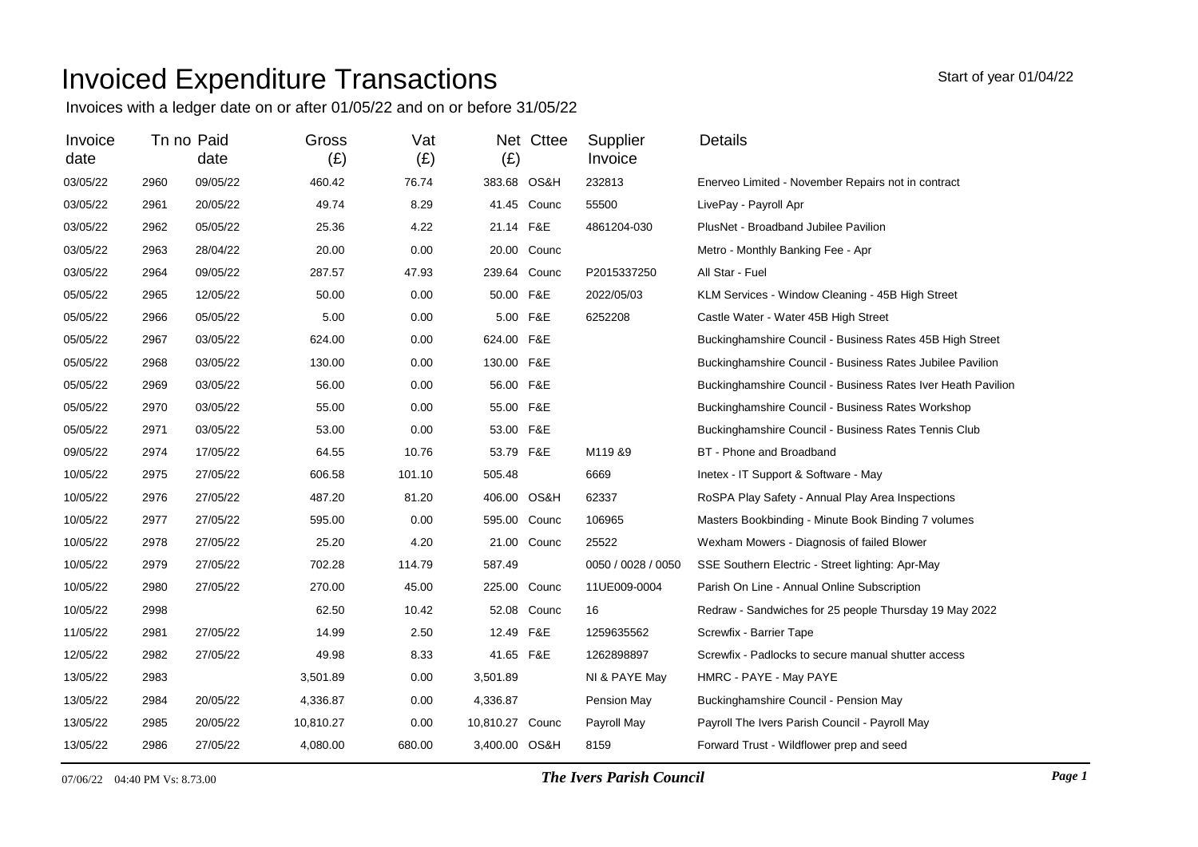# Invoiced Expenditure Transactions

Start of year 01/04/22

Invoices with a ledger date on or after 01/05/22 and on or before 31/05/22

| Invoice date | Tn no | Paid date | Gross (£) | Vat (£) | Net (£) | Cttee | Supplier Invoice | Details |
|---|---|---|---|---|---|---|---|---|
| 03/05/22 | 2960 | 09/05/22 | 460.42 | 76.74 | 383.68 | OS&H | 232813 | Enerveo Limited - November Repairs not in contract |
| 03/05/22 | 2961 | 20/05/22 | 49.74 | 8.29 | 41.45 | Counc | 55500 | LivePay - Payroll Apr |
| 03/05/22 | 2962 | 05/05/22 | 25.36 | 4.22 | 21.14 | F&E | 4861204-030 | PlusNet - Broadband Jubilee Pavilion |
| 03/05/22 | 2963 | 28/04/22 | 20.00 | 0.00 | 20.00 | Counc | | Metro - Monthly Banking Fee - Apr |
| 03/05/22 | 2964 | 09/05/22 | 287.57 | 47.93 | 239.64 | Counc | P2015337250 | All Star - Fuel |
| 05/05/22 | 2965 | 12/05/22 | 50.00 | 0.00 | 50.00 | F&E | 2022/05/03 | KLM Services - Window Cleaning - 45B High Street |
| 05/05/22 | 2966 | 05/05/22 | 5.00 | 0.00 | 5.00 | F&E | 6252208 | Castle Water - Water 45B High Street |
| 05/05/22 | 2967 | 03/05/22 | 624.00 | 0.00 | 624.00 | F&E | | Buckinghamshire Council - Business Rates 45B High Street |
| 05/05/22 | 2968 | 03/05/22 | 130.00 | 0.00 | 130.00 | F&E | | Buckinghamshire Council - Business Rates Jubilee Pavilion |
| 05/05/22 | 2969 | 03/05/22 | 56.00 | 0.00 | 56.00 | F&E | | Buckinghamshire Council - Business Rates Iver Heath Pavilion |
| 05/05/22 | 2970 | 03/05/22 | 55.00 | 0.00 | 55.00 | F&E | | Buckinghamshire Council - Business Rates Workshop |
| 05/05/22 | 2971 | 03/05/22 | 53.00 | 0.00 | 53.00 | F&E | | Buckinghamshire Council - Business Rates Tennis Club |
| 09/05/22 | 2974 | 17/05/22 | 64.55 | 10.76 | 53.79 | F&E | M119 &9 | BT - Phone and Broadband |
| 10/05/22 | 2975 | 27/05/22 | 606.58 | 101.10 | 505.48 | | 6669 | Inetex - IT Support & Software - May |
| 10/05/22 | 2976 | 27/05/22 | 487.20 | 81.20 | 406.00 | OS&H | 62337 | RoSPA Play Safety - Annual Play Area Inspections |
| 10/05/22 | 2977 | 27/05/22 | 595.00 | 0.00 | 595.00 | Counc | 106965 | Masters Bookbinding - Minute Book Binding 7 volumes |
| 10/05/22 | 2978 | 27/05/22 | 25.20 | 4.20 | 21.00 | Counc | 25522 | Wexham Mowers - Diagnosis of failed Blower |
| 10/05/22 | 2979 | 27/05/22 | 702.28 | 114.79 | 587.49 | | 0050 / 0028 / 0050 | SSE Southern Electric - Street lighting: Apr-May |
| 10/05/22 | 2980 | 27/05/22 | 270.00 | 45.00 | 225.00 | Counc | 11UE009-0004 | Parish On Line - Annual Online Subscription |
| 10/05/22 | 2998 | | 62.50 | 10.42 | 52.08 | Counc | 16 | Redraw - Sandwiches for 25 people Thursday 19 May 2022 |
| 11/05/22 | 2981 | 27/05/22 | 14.99 | 2.50 | 12.49 | F&E | 1259635562 | Screwfix - Barrier Tape |
| 12/05/22 | 2982 | 27/05/22 | 49.98 | 8.33 | 41.65 | F&E | 1262898897 | Screwfix - Padlocks to secure manual shutter access |
| 13/05/22 | 2983 | | 3,501.89 | 0.00 | 3,501.89 | | NI & PAYE May | HMRC - PAYE - May PAYE |
| 13/05/22 | 2984 | 20/05/22 | 4,336.87 | 0.00 | 4,336.87 | | Pension May | Buckinghamshire Council - Pension May |
| 13/05/22 | 2985 | 20/05/22 | 10,810.27 | 0.00 | 10,810.27 | Counc | Payroll May | Payroll The Ivers Parish Council - Payroll May |
| 13/05/22 | 2986 | 27/05/22 | 4,080.00 | 680.00 | 3,400.00 | OS&H | 8159 | Forward Trust - Wildflower prep and seed |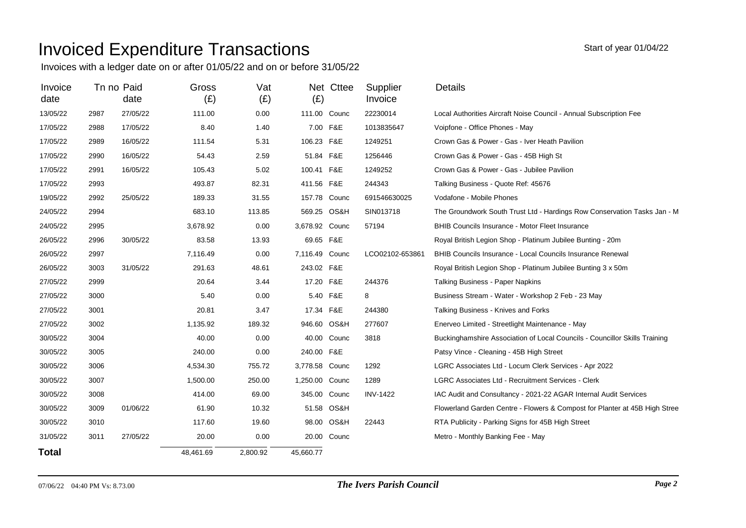# Invoiced Expenditure Transactions

Start of year 01/04/22

Invoices with a ledger date on or after 01/05/22 and on or before 31/05/22

| Invoice date | Tn no | Paid date | Gross (£) | Vat (£) | Net (£) | Cttee | Supplier Invoice | Details |
|---|---|---|---|---|---|---|---|---|
| 13/05/22 | 2987 | 27/05/22 | 111.00 | 0.00 | 111.00 | Counc | 22230014 | Local Authorities Aircraft Noise Council - Annual Subscription Fee |
| 17/05/22 | 2988 | 17/05/22 | 8.40 | 1.40 | 7.00 | F&E | 1013835647 | Voipfone - Office Phones - May |
| 17/05/22 | 2989 | 16/05/22 | 111.54 | 5.31 | 106.23 | F&E | 1249251 | Crown Gas & Power - Gas - Iver Heath Pavilion |
| 17/05/22 | 2990 | 16/05/22 | 54.43 | 2.59 | 51.84 | F&E | 1256446 | Crown Gas & Power - Gas - 45B High St |
| 17/05/22 | 2991 | 16/05/22 | 105.43 | 5.02 | 100.41 | F&E | 1249252 | Crown Gas & Power - Gas - Jubilee Pavilion |
| 17/05/22 | 2993 | | 493.87 | 82.31 | 411.56 | F&E | 244343 | Talking Business - Quote Ref: 45676 |
| 19/05/22 | 2992 | 25/05/22 | 189.33 | 31.55 | 157.78 | Counc | 691546630025 | Vodafone - Mobile Phones |
| 24/05/22 | 2994 | | 683.10 | 113.85 | 569.25 | OS&H | SIN013718 | The Groundwork South Trust Ltd - Hardings Row Conservation Tasks Jan - M |
| 24/05/22 | 2995 | | 3,678.92 | 0.00 | 3,678.92 | Counc | 57194 | BHIB Councils Insurance - Motor Fleet Insurance |
| 26/05/22 | 2996 | 30/05/22 | 83.58 | 13.93 | 69.65 | F&E | | Royal British Legion Shop - Platinum Jubilee Bunting - 20m |
| 26/05/22 | 2997 | | 7,116.49 | 0.00 | 7,116.49 | Counc | LCO02102-653861 | BHIB Councils Insurance - Local Councils Insurance Renewal |
| 26/05/22 | 3003 | 31/05/22 | 291.63 | 48.61 | 243.02 | F&E | | Royal British Legion Shop - Platinum Jubilee Bunting 3 x 50m |
| 27/05/22 | 2999 | | 20.64 | 3.44 | 17.20 | F&E | 244376 | Talking Business - Paper Napkins |
| 27/05/22 | 3000 | | 5.40 | 0.00 | 5.40 | F&E | 8 | Business Stream - Water - Workshop 2 Feb - 23 May |
| 27/05/22 | 3001 | | 20.81 | 3.47 | 17.34 | F&E | 244380 | Talking Business - Knives and Forks |
| 27/05/22 | 3002 | | 1,135.92 | 189.32 | 946.60 | OS&H | 277607 | Enerveo Limited - Streetlight Maintenance - May |
| 30/05/22 | 3004 | | 40.00 | 0.00 | 40.00 | Counc | 3818 | Buckinghamshire Association of Local Councils - Councillor Skills Training |
| 30/05/22 | 3005 | | 240.00 | 0.00 | 240.00 | F&E | | Patsy Vince - Cleaning - 45B High Street |
| 30/05/22 | 3006 | | 4,534.30 | 755.72 | 3,778.58 | Counc | 1292 | LGRC Associates Ltd - Locum Clerk Services - Apr 2022 |
| 30/05/22 | 3007 | | 1,500.00 | 250.00 | 1,250.00 | Counc | 1289 | LGRC Associates Ltd - Recruitment Services - Clerk |
| 30/05/22 | 3008 | | 414.00 | 69.00 | 345.00 | Counc | INV-1422 | IAC Audit and Consultancy - 2021-22 AGAR Internal Audit Services |
| 30/05/22 | 3009 | 01/06/22 | 61.90 | 10.32 | 51.58 | OS&H | | Flowerland Garden Centre - Flowers & Compost for Planter at 45B High Stree |
| 30/05/22 | 3010 | | 117.60 | 19.60 | 98.00 | OS&H | 22443 | RTA Publicity - Parking Signs for 45B High Street |
| 31/05/22 | 3011 | 27/05/22 | 20.00 | 0.00 | 20.00 | Counc | | Metro - Monthly Banking Fee - May |
| **Total** | | | 48,461.69 | 2,800.92 | 45,660.77 | | | |

07/06/22 04:40 PM Vs: 8.73.00

*The Ivers Parish Council*